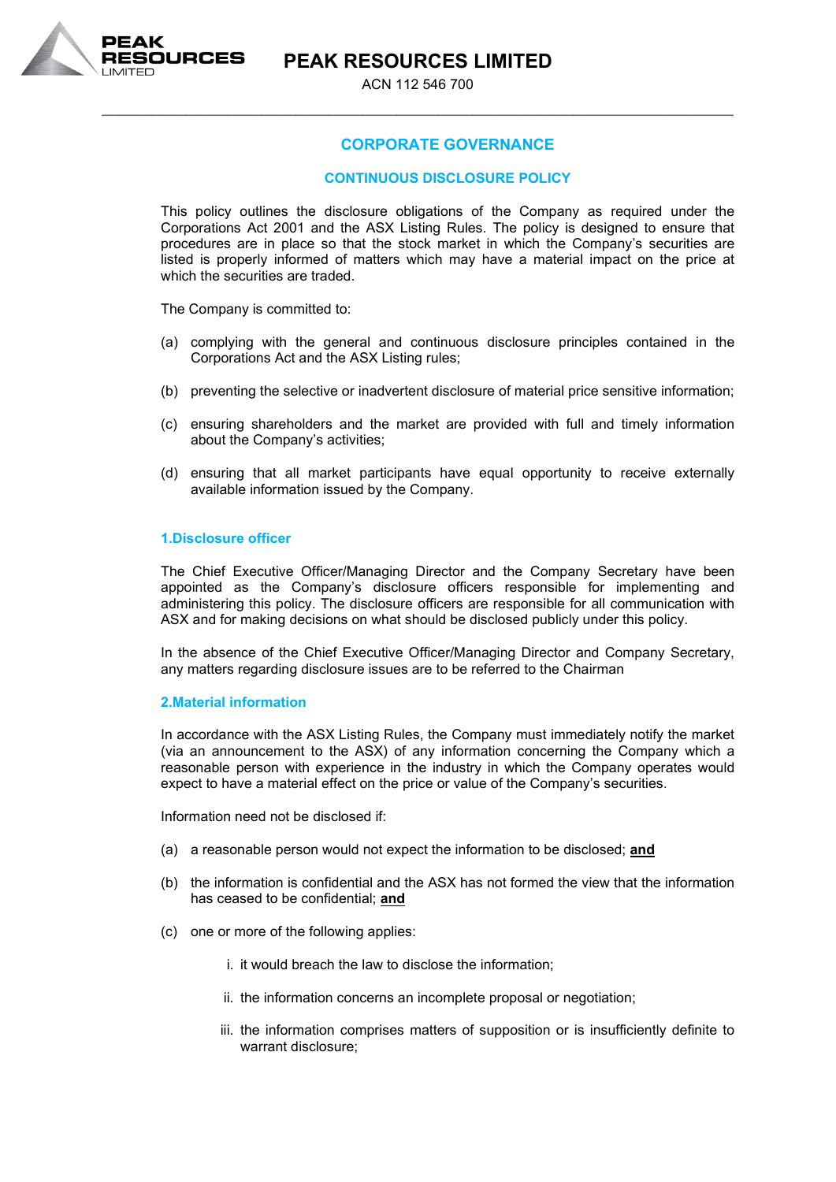# PEAK RESOURCES LIMITED

ACN 112 546 700

## CORPORATE GOVERNANCE

## CONTINUOUS DISCLOSURE POLICY

This policy outlines the disclosure obligations of the Company as required under the Corporations Act 2001 and the ASX Listing Rules. The policy is designed to ensure that procedures are in place so that the stock market in which the Company's securities are listed is properly informed of matters which may have a material impact on the price at which the securities are traded.

The Company is committed to:

(a) complying with the general and continuous disclosure principles contained in the Corporations Act and the ASX Listing rules;

(b) preventing the selective or inadvertent disclosure of material price sensitive information;

(c) ensuring shareholders and the market are provided with full and timely information about the Company's activities;

(d) ensuring that all market participants have equal opportunity to receive externally available information issued by the Company.

### 1.Disclosure officer

The Chief Executive Officer/Managing Director and the Company Secretary have been appointed as the Company's disclosure officers responsible for implementing and administering this policy. The disclosure officers are responsible for all communication with ASX and for making decisions on what should be disclosed publicly under this policy.

In the absence of the Chief Executive Officer/Managing Director and Company Secretary, any matters regarding disclosure issues are to be referred to the Chairman

### 2.Material information

In accordance with the ASX Listing Rules, the Company must immediately notify the market (via an announcement to the ASX) of any information concerning the Company which a reasonable person with experience in the industry in which the Company operates would expect to have a material effect on the price or value of the Company's securities.

Information need not be disclosed if:

(a) a reasonable person would not expect the information to be disclosed; **and**

(b) the information is confidential and the ASX has not formed the view that the information has ceased to be confidential; **and**

(c) one or more of the following applies:

i. it would breach the law to disclose the information;

ii. the information concerns an incomplete proposal or negotiation;

iii. the information comprises matters of supposition or is insufficiently definite to warrant disclosure;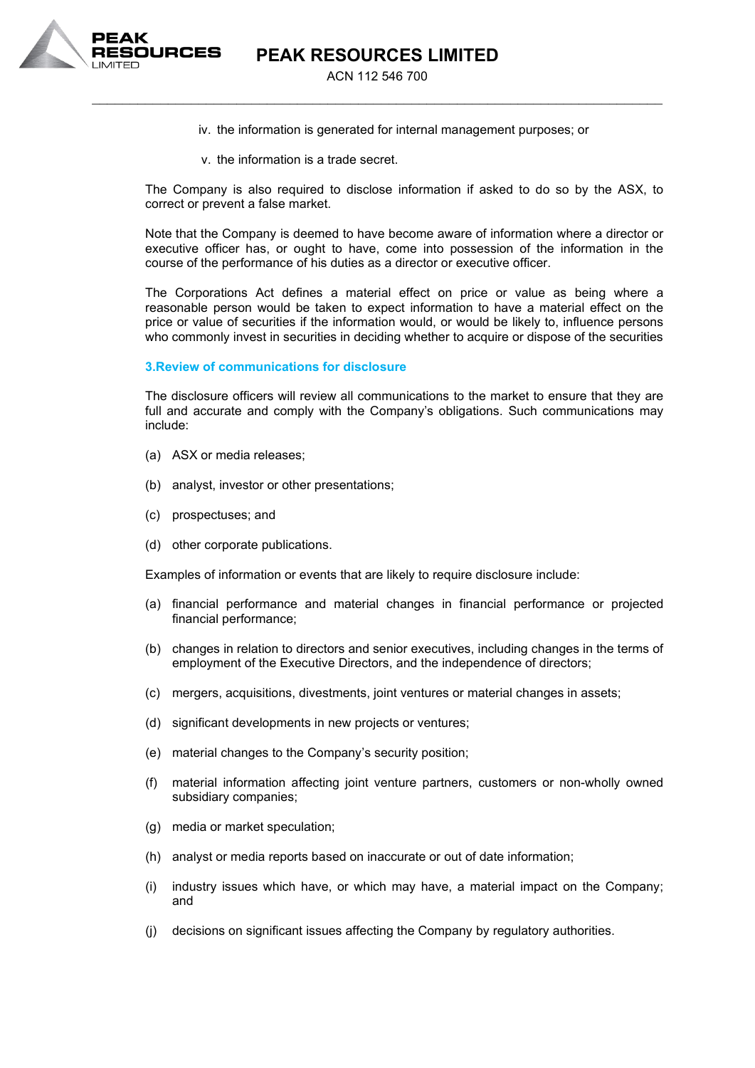iv. the information is generated for internal management purposes; or

v. the information is a trade secret.

The Company is also required to disclose information if asked to do so by the ASX, to correct or prevent a false market.

Note that the Company is deemed to have become aware of information where a director or executive officer has, or ought to have, come into possession of the information in the course of the performance of his duties as a director or executive officer.

The Corporations Act defines a material effect on price or value as being where a reasonable person would be taken to expect information to have a material effect on the price or value of securities if the information would, or would be likely to, influence persons who commonly invest in securities in deciding whether to acquire or dispose of the securities

### 3.Review of communications for disclosure

The disclosure officers will review all communications to the market to ensure that they are full and accurate and comply with the Company's obligations. Such communications may include:

(a) ASX or media releases;

(b) analyst, investor or other presentations;

(c) prospectuses; and

(d) other corporate publications.

Examples of information or events that are likely to require disclosure include:

(a) financial performance and material changes in financial performance or projected financial performance;

(b) changes in relation to directors and senior executives, including changes in the terms of employment of the Executive Directors, and the independence of directors;

(c) mergers, acquisitions, divestments, joint ventures or material changes in assets;

(d) significant developments in new projects or ventures;

(e) material changes to the Company's security position;

(f) material information affecting joint venture partners, customers or non-wholly owned subsidiary companies;

(g) media or market speculation;

(h) analyst or media reports based on inaccurate or out of date information;

(i) industry issues which have, or which may have, a material impact on the Company; and

(j) decisions on significant issues affecting the Company by regulatory authorities.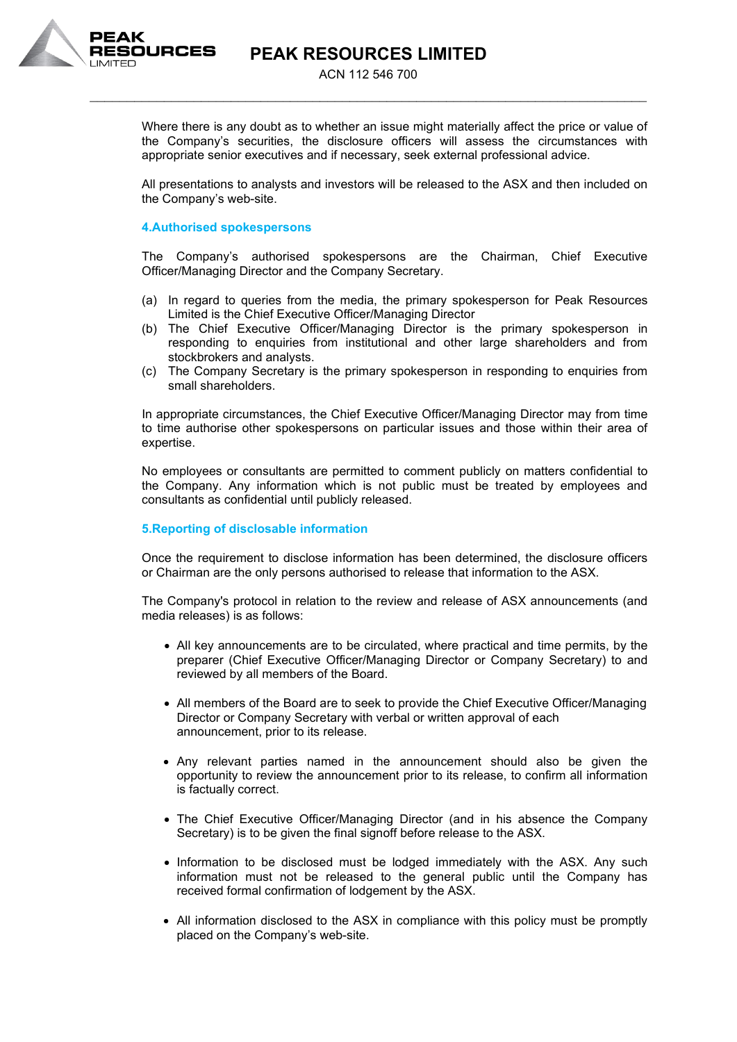Where there is any doubt as to whether an issue might materially affect the price or value of the Company's securities, the disclosure officers will assess the circumstances with appropriate senior executives and if necessary, seek external professional advice.

All presentations to analysts and investors will be released to the ASX and then included on the Company's web-site.

### 4.Authorised spokespersons

The Company's authorised spokespersons are the Chairman, Chief Executive Officer/Managing Director and the Company Secretary.

(a) In regard to queries from the media, the primary spokesperson for Peak Resources Limited is the Chief Executive Officer/Managing Director

(b) The Chief Executive Officer/Managing Director is the primary spokesperson in responding to enquiries from institutional and other large shareholders and from stockbrokers and analysts.

(c) The Company Secretary is the primary spokesperson in responding to enquiries from small shareholders.

In appropriate circumstances, the Chief Executive Officer/Managing Director may from time to time authorise other spokespersons on particular issues and those within their area of expertise.

No employees or consultants are permitted to comment publicly on matters confidential to the Company. Any information which is not public must be treated by employees and consultants as confidential until publicly released.

### 5.Reporting of disclosable information

Once the requirement to disclose information has been determined, the disclosure officers or Chairman are the only persons authorised to release that information to the ASX.

The Company's protocol in relation to the review and release of ASX announcements (and media releases) is as follows:

- All key announcements are to be circulated, where practical and time permits, by the preparer (Chief Executive Officer/Managing Director or Company Secretary) to and reviewed by all members of the Board.

- All members of the Board are to seek to provide the Chief Executive Officer/Managing Director or Company Secretary with verbal or written approval of each announcement, prior to its release.

- Any relevant parties named in the announcement should also be given the opportunity to review the announcement prior to its release, to confirm all information is factually correct.

- The Chief Executive Officer/Managing Director (and in his absence the Company Secretary) is to be given the final signoff before release to the ASX.

- Information to be disclosed must be lodged immediately with the ASX. Any such information must not be released to the general public until the Company has received formal confirmation of lodgement by the ASX.

- All information disclosed to the ASX in compliance with this policy must be promptly placed on the Company's web-site.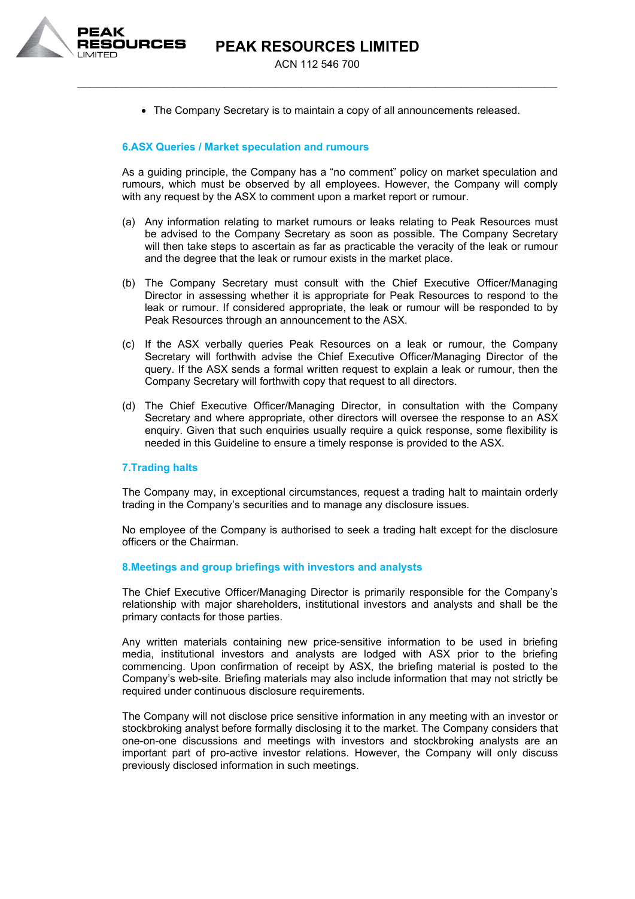- The Company Secretary is to maintain a copy of all announcements released.

## 6.ASX Queries / Market speculation and rumours

As a guiding principle, the Company has a "no comment" policy on market speculation and rumours, which must be observed by all employees. However, the Company will comply with any request by the ASX to comment upon a market report or rumour.

(a) Any information relating to market rumours or leaks relating to Peak Resources must be advised to the Company Secretary as soon as possible. The Company Secretary will then take steps to ascertain as far as practicable the veracity of the leak or rumour and the degree that the leak or rumour exists in the market place.

(b) The Company Secretary must consult with the Chief Executive Officer/Managing Director in assessing whether it is appropriate for Peak Resources to respond to the leak or rumour. If considered appropriate, the leak or rumour will be responded to by Peak Resources through an announcement to the ASX.

(c) If the ASX verbally queries Peak Resources on a leak or rumour, the Company Secretary will forthwith advise the Chief Executive Officer/Managing Director of the query. If the ASX sends a formal written request to explain a leak or rumour, then the Company Secretary will forthwith copy that request to all directors.

(d) The Chief Executive Officer/Managing Director, in consultation with the Company Secretary and where appropriate, other directors will oversee the response to an ASX enquiry. Given that such enquiries usually require a quick response, some flexibility is needed in this Guideline to ensure a timely response is provided to the ASX.

## 7.Trading halts

The Company may, in exceptional circumstances, request a trading halt to maintain orderly trading in the Company's securities and to manage any disclosure issues.

No employee of the Company is authorised to seek a trading halt except for the disclosure officers or the Chairman.

## 8.Meetings and group briefings with investors and analysts

The Chief Executive Officer/Managing Director is primarily responsible for the Company's relationship with major shareholders, institutional investors and analysts and shall be the primary contacts for those parties.

Any written materials containing new price-sensitive information to be used in briefing media, institutional investors and analysts are lodged with ASX prior to the briefing commencing. Upon confirmation of receipt by ASX, the briefing material is posted to the Company's web-site. Briefing materials may also include information that may not strictly be required under continuous disclosure requirements.

The Company will not disclose price sensitive information in any meeting with an investor or stockbroking analyst before formally disclosing it to the market. The Company considers that one-on-one discussions and meetings with investors and stockbroking analysts are an important part of pro-active investor relations. However, the Company will only discuss previously disclosed information in such meetings.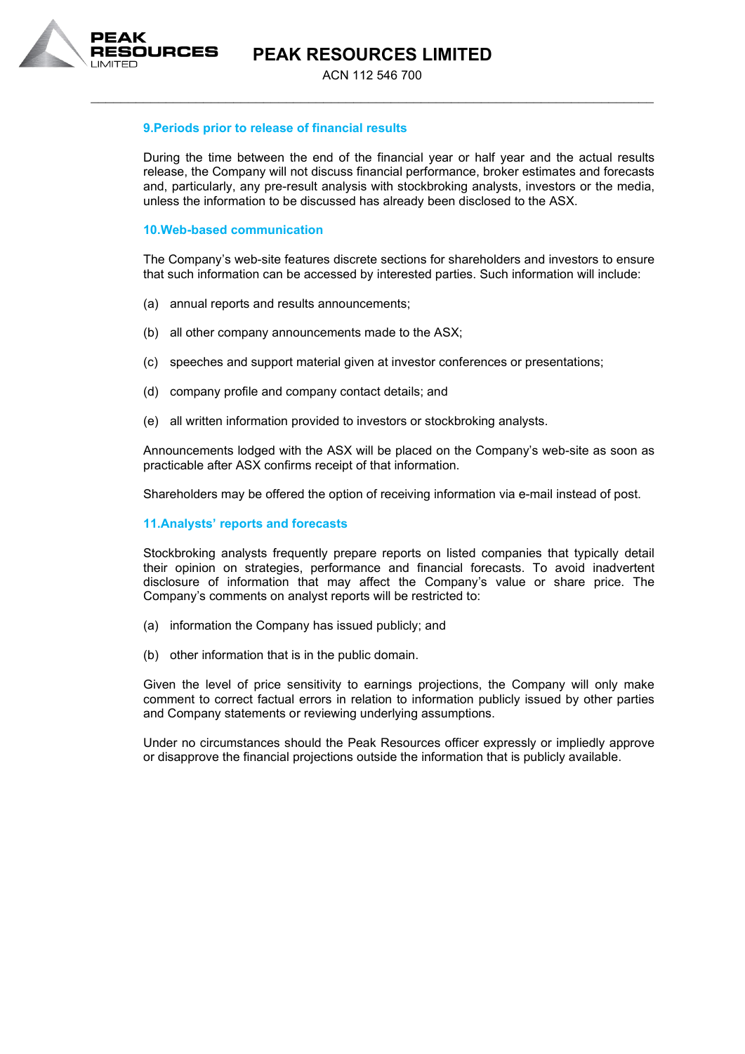## 9.Periods prior to release of financial results

During the time between the end of the financial year or half year and the actual results release, the Company will not discuss financial performance, broker estimates and forecasts and, particularly, any pre-result analysis with stockbroking analysts, investors or the media, unless the information to be discussed has already been disclosed to the ASX.

## 10.Web-based communication

The Company's web-site features discrete sections for shareholders and investors to ensure that such information can be accessed by interested parties. Such information will include:

(a) annual reports and results announcements;

(b) all other company announcements made to the ASX;

(c) speeches and support material given at investor conferences or presentations;

(d) company profile and company contact details; and

(e) all written information provided to investors or stockbroking analysts.

Announcements lodged with the ASX will be placed on the Company's web-site as soon as practicable after ASX confirms receipt of that information.

Shareholders may be offered the option of receiving information via e-mail instead of post.

## 11.Analysts' reports and forecasts

Stockbroking analysts frequently prepare reports on listed companies that typically detail their opinion on strategies, performance and financial forecasts. To avoid inadvertent disclosure of information that may affect the Company's value or share price. The Company's comments on analyst reports will be restricted to:

(a) information the Company has issued publicly; and

(b) other information that is in the public domain.

Given the level of price sensitivity to earnings projections, the Company will only make comment to correct factual errors in relation to information publicly issued by other parties and Company statements or reviewing underlying assumptions.

Under no circumstances should the Peak Resources officer expressly or impliedly approve or disapprove the financial projections outside the information that is publicly available.